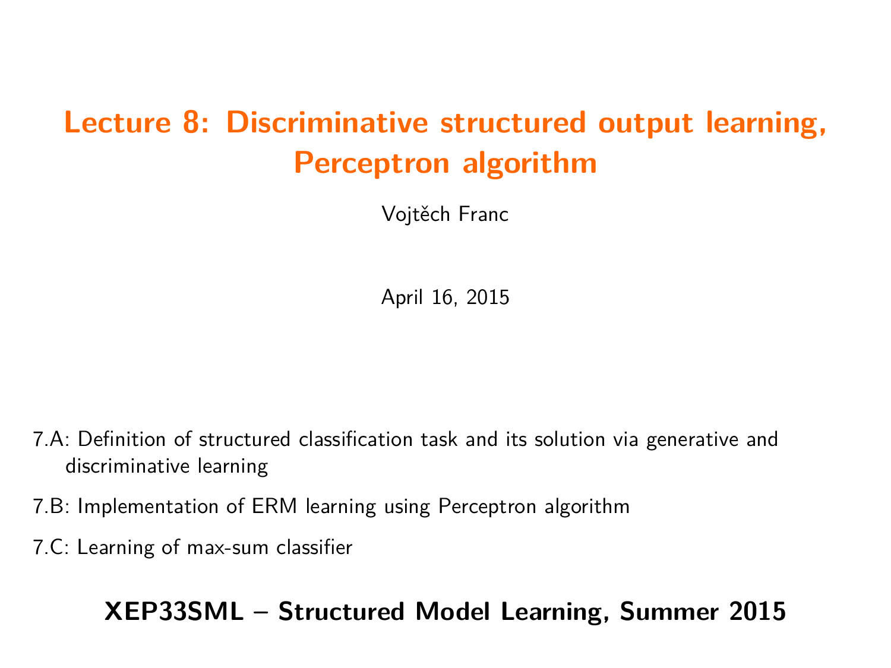# Lecture 8: Discriminative structured output learning, Perceptron algorithm

Vojtěch Franc

April 16, 2015

7.A: Definition of structured classification task and its solution via generative and discriminative learning

7.B: Implementation of ERM learning using Perceptron algorithm

7.C: Learning of max-sum classifier

**XEP33SML – Structured Model Learning, Summer 2015**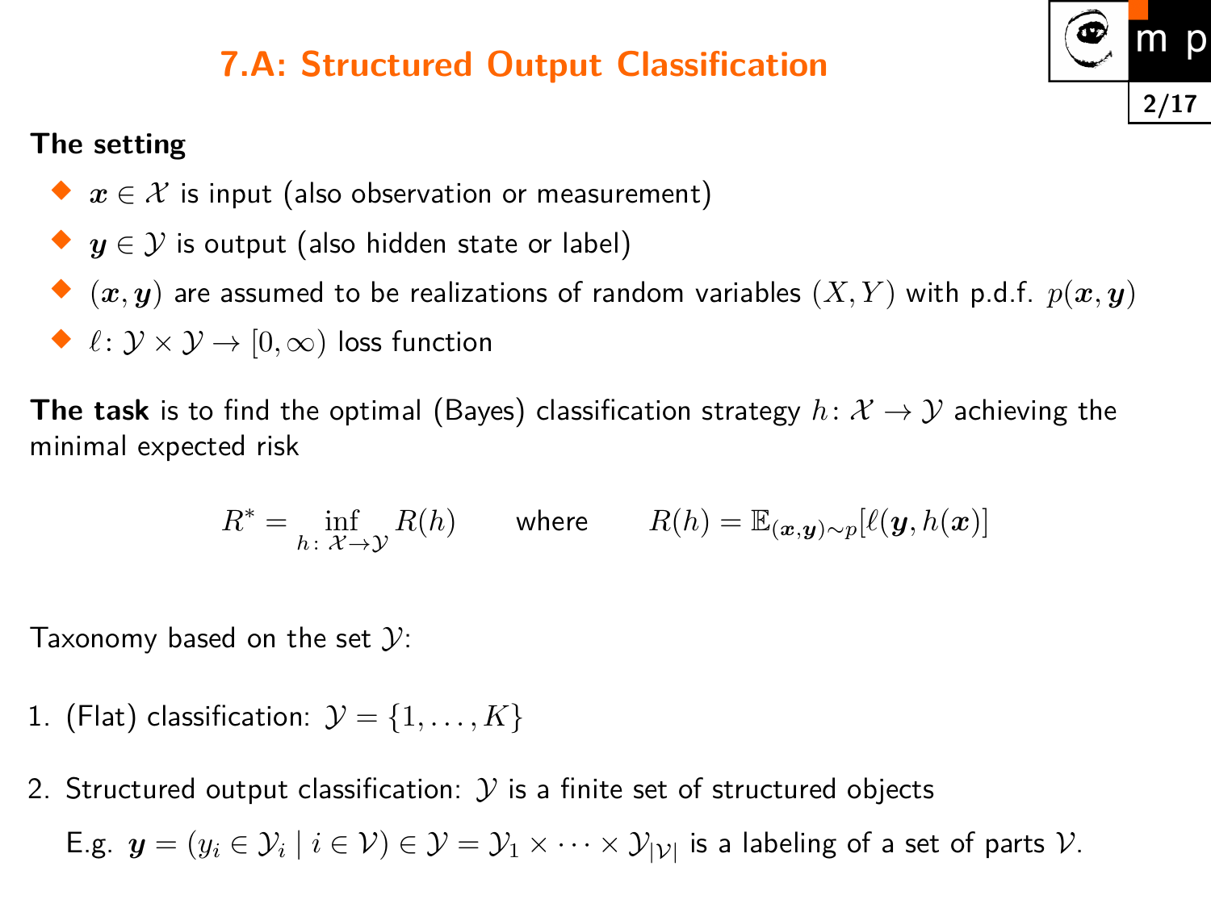# 7.A: Structured Output Classification

**The setting**

- $\boldsymbol{x} \in \mathcal{X}$ is input (also observation or measurement)
- $\boldsymbol{y} \in \mathcal{Y}$ is output (also hidden state or label)
- $(\boldsymbol{x}, \boldsymbol{y})$ are assumed to be realizations of random variables $(X, Y)$ with p.d.f. $p(\boldsymbol{x}, \boldsymbol{y})$
- $\ell \colon \mathcal{Y} \times \mathcal{Y} \to [0, \infty)$ loss function

**The task** is to find the optimal (Bayes) classification strategy $h \colon \mathcal{X} \to \mathcal{Y}$ achieving the minimal expected risk

$$R^* = \inf_{h \colon \mathcal{X} \to \mathcal{Y}} R(h) \qquad \text{where} \qquad R(h) = \mathbb{E}_{(\boldsymbol{x},\boldsymbol{y}) \sim p}[\ell(\boldsymbol{y}, h(\boldsymbol{x}))]$$

Taxonomy based on the set $\mathcal{Y}$:

1. (Flat) classification: $\mathcal{Y} = \{1, \ldots, K\}$
2. Structured output classification: $\mathcal{Y}$ is a finite set of structured objects

   E.g. $\boldsymbol{y} = (y_i \in \mathcal{Y}_i \mid i \in \mathcal{V}) \in \mathcal{Y} = \mathcal{Y}_1 \times \cdots \times \mathcal{Y}_{|\mathcal{V}|}$ is a labeling of a set of parts $\mathcal{V}$.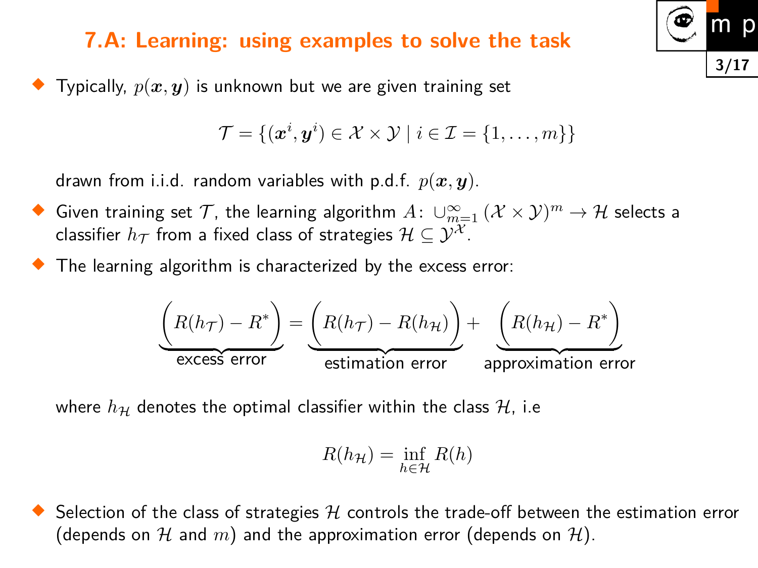## 7.A: Learning: using examples to solve the task

- Typically, $p(\boldsymbol{x}, \boldsymbol{y})$ is unknown but we are given training set

$$\mathcal{T} = \{(\boldsymbol{x}^i, \boldsymbol{y}^i) \in \mathcal{X} \times \mathcal{Y} \mid i \in \mathcal{I} = \{1, \ldots, m\}\}$$

  drawn from i.i.d. random variables with p.d.f. $p(\boldsymbol{x}, \boldsymbol{y})$.

- Given training set $\mathcal{T}$, the learning algorithm $A\colon \cup_{m=1}^{\infty} (\mathcal{X} \times \mathcal{Y})^m \to \mathcal{H}$ selects a classifier $h_{\mathcal{T}}$ from a fixed class of strategies $\mathcal{H} \subseteq \mathcal{Y}^{\mathcal{X}}$.

- The learning algorithm is characterized by the excess error:

$$\underbrace{\Big(R(h_{\mathcal{T}}) - R^*\Big)}_{\text{excess error}} = \underbrace{\Big(R(h_{\mathcal{T}}) - R(h_{\mathcal{H}})\Big)}_{\text{estimation error}} + \underbrace{\Big(R(h_{\mathcal{H}}) - R^*\Big)}_{\text{approximation error}}$$

  where $h_{\mathcal{H}}$ denotes the optimal classifier within the class $\mathcal{H}$, i.e

$$R(h_{\mathcal{H}}) = \inf_{h \in \mathcal{H}} R(h)$$

- Selection of the class of strategies $\mathcal{H}$ controls the trade-off between the estimation error (depends on $\mathcal{H}$ and $m$) and the approximation error (depends on $\mathcal{H}$).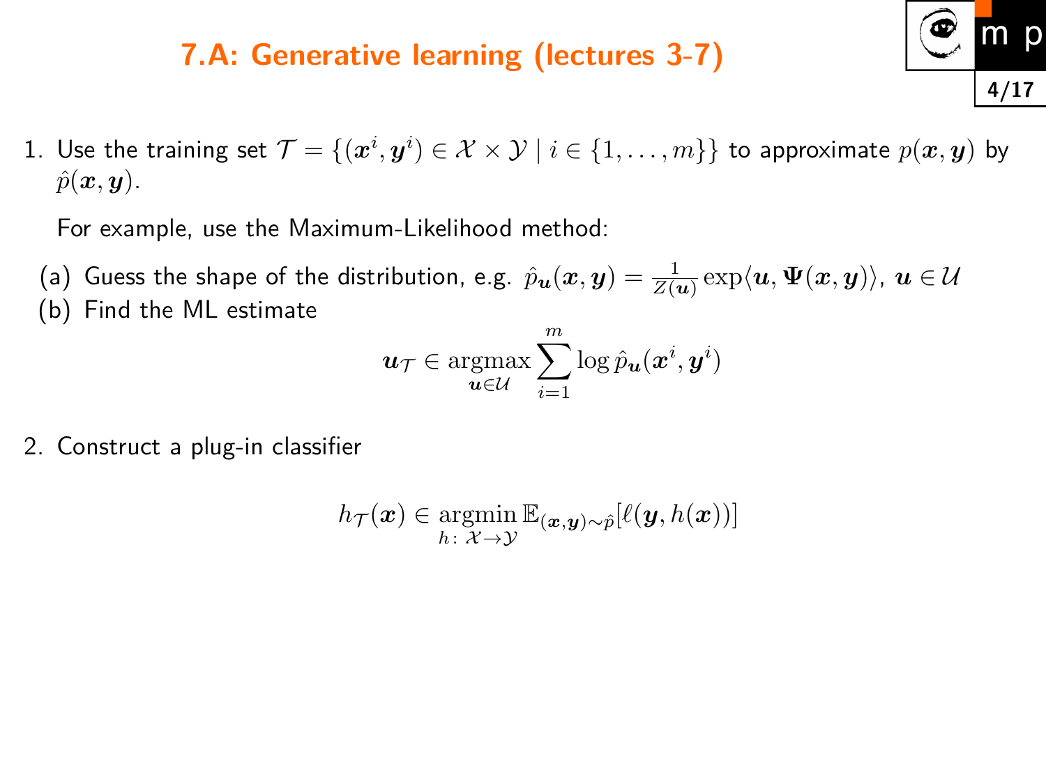# 7.A: Generative learning (lectures 3-7)

1. Use the training set $\mathcal{T} = \{(\boldsymbol{x}^i, \boldsymbol{y}^i) \in \mathcal{X} \times \mathcal{Y} \mid i \in \{1, \ldots, m\}\}$ to approximate $p(\boldsymbol{x}, \boldsymbol{y})$ by $\hat{p}(\boldsymbol{x}, \boldsymbol{y})$.

   For example, use the Maximum-Likelihood method:

   (a) Guess the shape of the distribution, e.g. $\hat{p}_{\boldsymbol{u}}(\boldsymbol{x}, \boldsymbol{y}) = \frac{1}{Z(\boldsymbol{u})} \exp\langle \boldsymbol{u}, \boldsymbol{\Psi}(\boldsymbol{x}, \boldsymbol{y})\rangle$, $\boldsymbol{u} \in \mathcal{U}$

   (b) Find the ML estimate

$$\boldsymbol{u}_{\mathcal{T}} \in \operatorname*{argmax}_{\boldsymbol{u} \in \mathcal{U}} \sum_{i=1}^{m} \log \hat{p}_{\boldsymbol{u}}(\boldsymbol{x}^i, \boldsymbol{y}^i)$$

2. Construct a plug-in classifier

$$h_{\mathcal{T}}(\boldsymbol{x}) \in \operatorname*{argmin}_{h\colon\, \mathcal{X} \to \mathcal{Y}} \mathbb{E}_{(\boldsymbol{x}, \boldsymbol{y}) \sim \hat{p}}[\ell(\boldsymbol{y}, h(\boldsymbol{x}))]$$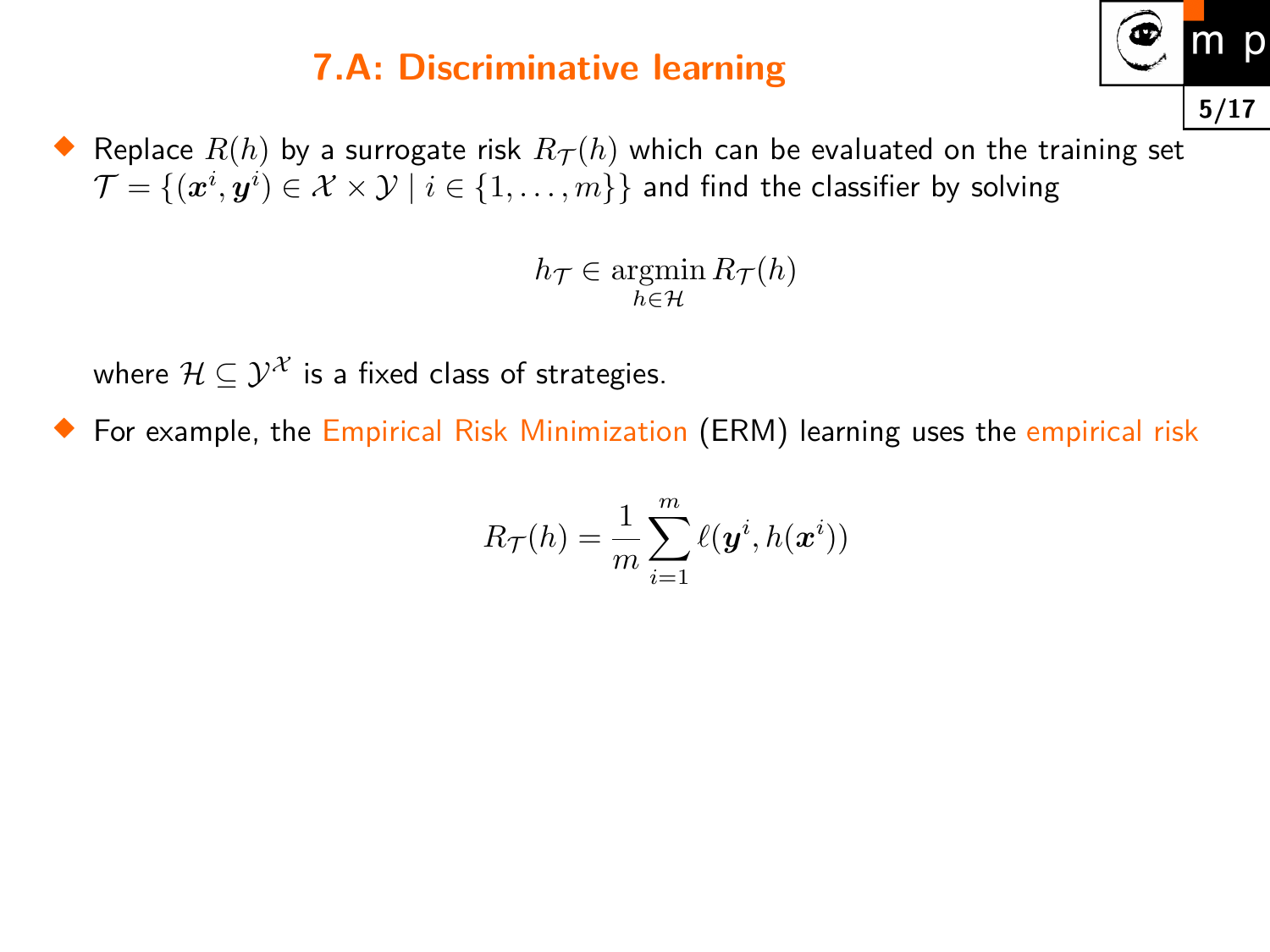# 7.A: Discriminative learning

- Replace $R(h)$ by a surrogate risk $R_{\mathcal{T}}(h)$ which can be evaluated on the training set $\mathcal{T} = \{(\boldsymbol{x}^i, \boldsymbol{y}^i) \in \mathcal{X} \times \mathcal{Y} \mid i \in \{1, \ldots, m\}\}$ and find the classifier by solving

$$h_{\mathcal{T}} \in \operatorname*{argmin}_{h \in \mathcal{H}} R_{\mathcal{T}}(h)$$

  where $\mathcal{H} \subseteq \mathcal{Y}^{\mathcal{X}}$ is a fixed class of strategies.

- For example, the Empirical Risk Minimization (ERM) learning uses the empirical risk

$$R_{\mathcal{T}}(h) = \frac{1}{m} \sum_{i=1}^{m} \ell(\boldsymbol{y}^i, h(\boldsymbol{x}^i))$$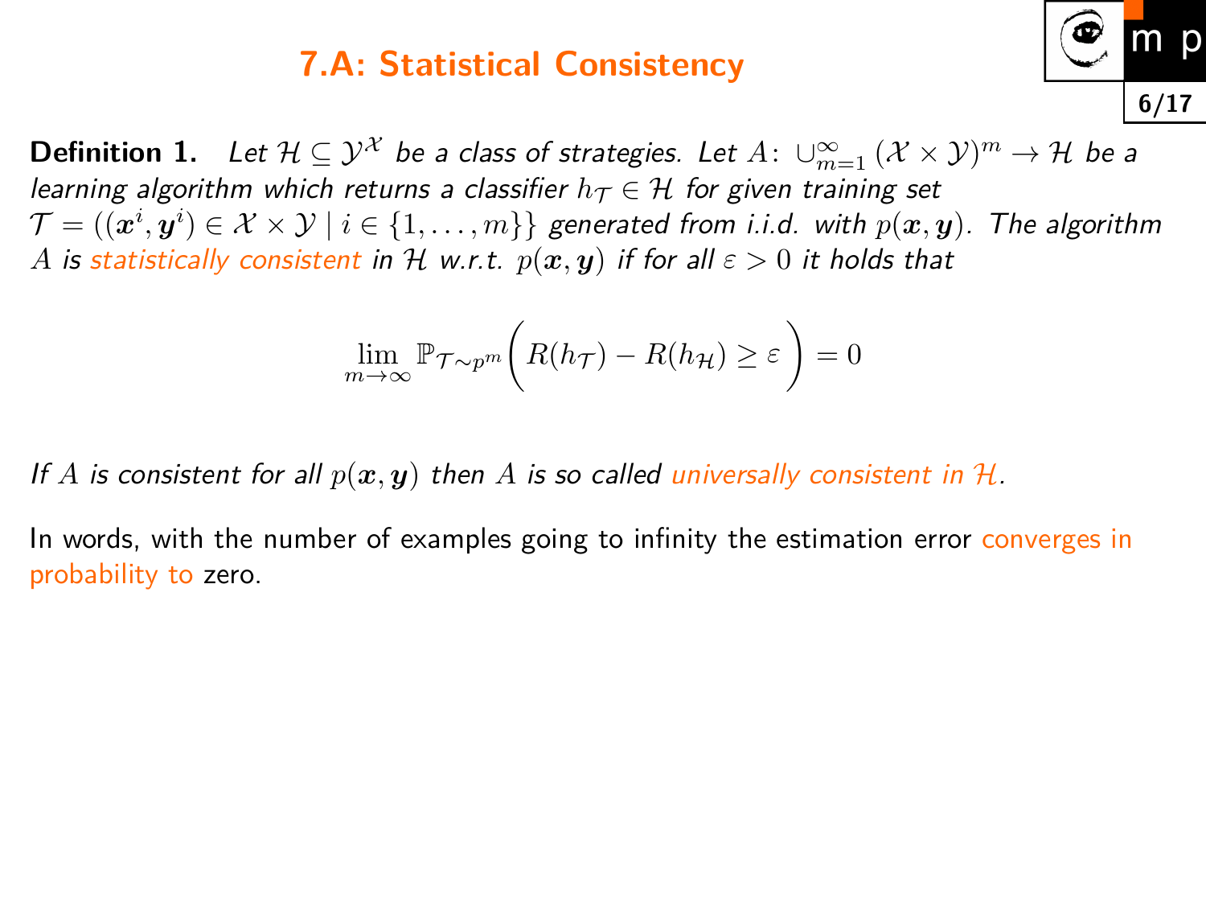## 7.A: Statistical Consistency

**Definition 1.** *Let $\mathcal{H} \subseteq \mathcal{Y}^{\mathcal{X}}$ be a class of strategies. Let $A \colon \cup_{m=1}^{\infty} (\mathcal{X} \times \mathcal{Y})^m \to \mathcal{H}$ be a learning algorithm which returns a classifier $h_{\mathcal{T}} \in \mathcal{H}$ for given training set $\mathcal{T} = ((\boldsymbol{x}^i, \boldsymbol{y}^i) \in \mathcal{X} \times \mathcal{Y} \mid i \in \{1, \ldots, m\}\}$ generated from i.i.d. with $p(\boldsymbol{x}, \boldsymbol{y})$. The algorithm $A$ is statistically consistent in $\mathcal{H}$ w.r.t. $p(\boldsymbol{x}, \boldsymbol{y})$ if for all $\varepsilon > 0$ it holds that*

$$\lim_{m \to \infty} \mathbb{P}_{\mathcal{T} \sim p^m} \bigg( R(h_{\mathcal{T}}) - R(h_{\mathcal{H}}) \geq \varepsilon \bigg) = 0$$

*If $A$ is consistent for all $p(\boldsymbol{x}, \boldsymbol{y})$ then $A$ is so called universally consistent in $\mathcal{H}$.*

In words, with the number of examples going to infinity the estimation error converges in probability to zero.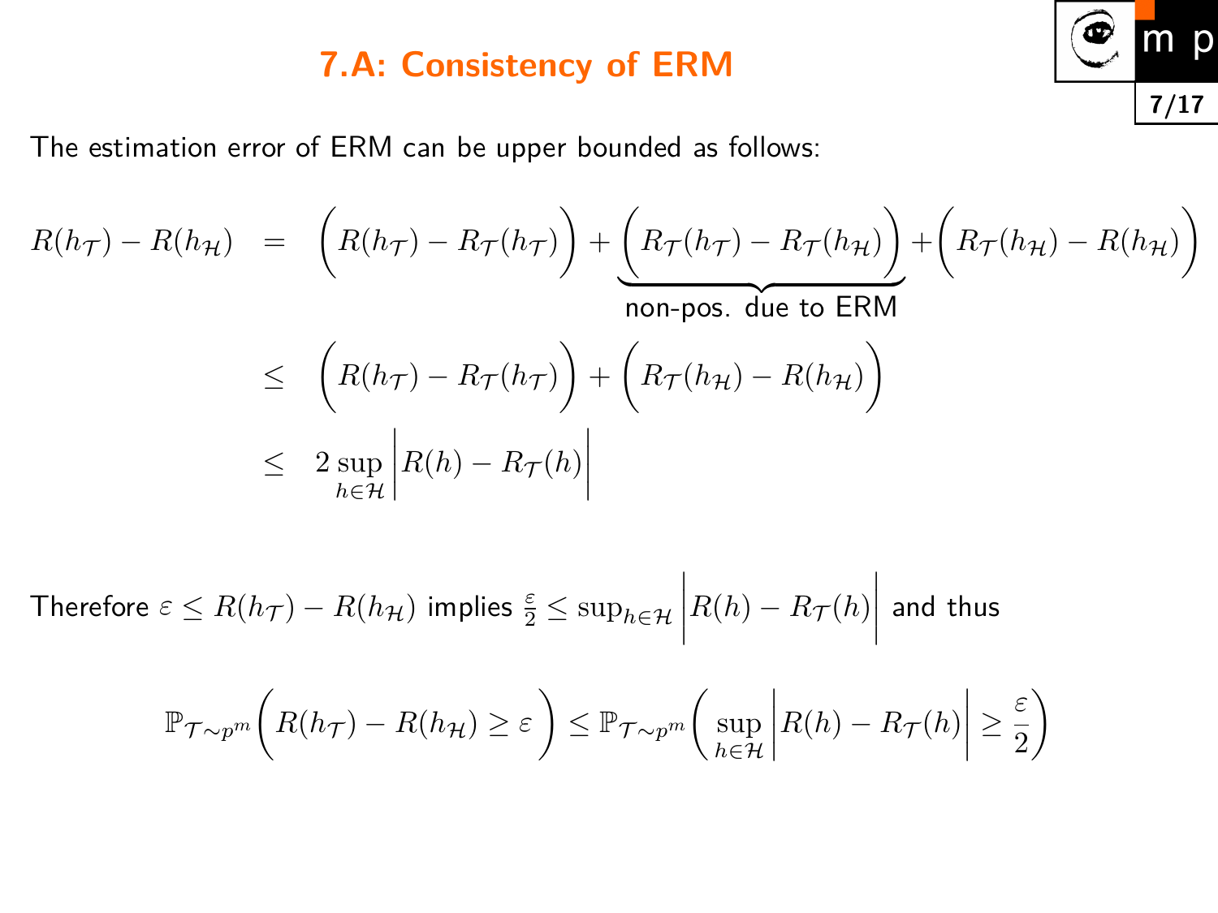# 7.A: Consistency of ERM

The estimation error of ERM can be upper bounded as follows:

$$
\begin{aligned}
R(h_{\mathcal{T}}) - R(h_{\mathcal{H}}) &= \Big(R(h_{\mathcal{T}}) - R_{\mathcal{T}}(h_{\mathcal{T}})\Big) + \underbrace{\Big(R_{\mathcal{T}}(h_{\mathcal{T}}) - R_{\mathcal{T}}(h_{\mathcal{H}})\Big)}_{\text{non-pos. due to ERM}} + \Big(R_{\mathcal{T}}(h_{\mathcal{H}}) - R(h_{\mathcal{H}})\Big) \\
&\leq \Big(R(h_{\mathcal{T}}) - R_{\mathcal{T}}(h_{\mathcal{T}})\Big) + \Big(R_{\mathcal{T}}(h_{\mathcal{H}}) - R(h_{\mathcal{H}})\Big) \\
&\leq 2 \sup_{h \in \mathcal{H}} \Big| R(h) - R_{\mathcal{T}}(h) \Big|
\end{aligned}
$$

Therefore $\varepsilon \leq R(h_{\mathcal{T}}) - R(h_{\mathcal{H}})$ implies $\frac{\varepsilon}{2} \leq \sup_{h \in \mathcal{H}} \Big| R(h) - R_{\mathcal{T}}(h) \Big|$ and thus

$$
\mathbb{P}_{\mathcal{T} \sim p^m}\Big( R(h_{\mathcal{T}}) - R(h_{\mathcal{H}}) \geq \varepsilon \Big) \leq \mathbb{P}_{\mathcal{T} \sim p^m}\Big( \sup_{h \in \mathcal{H}} \Big| R(h) - R_{\mathcal{T}}(h) \Big| \geq \frac{\varepsilon}{2} \Big)
$$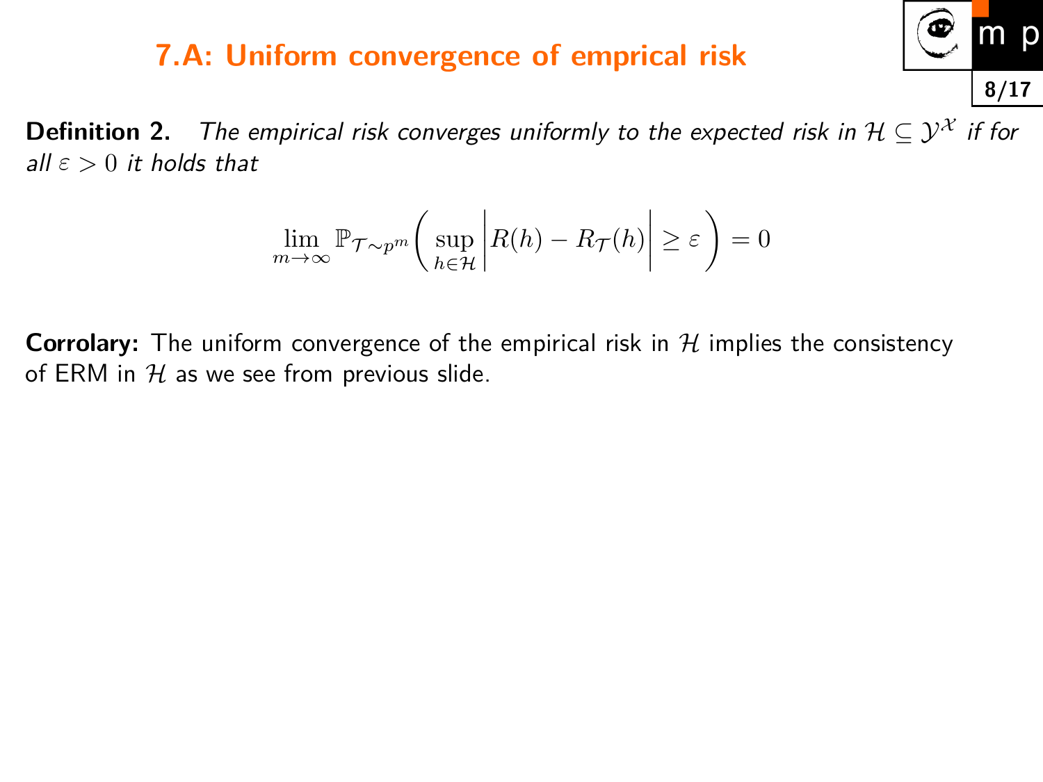# 7.A: Uniform convergence of emprical risk

**Definition 2.** *The empirical risk converges uniformly to the expected risk in $\mathcal{H} \subseteq \mathcal{Y}^{\mathcal{X}}$ if for all $\varepsilon > 0$ it holds that*

$$\lim_{m \to \infty} \mathbb{P}_{\mathcal{T} \sim p^m} \bigg( \sup_{h \in \mathcal{H}} \Big| R(h) - R_{\mathcal{T}}(h) \Big| \geq \varepsilon \bigg) = 0$$

**Corrolary:** The uniform convergence of the empirical risk in $\mathcal{H}$ implies the consistency of ERM in $\mathcal{H}$ as we see from previous slide.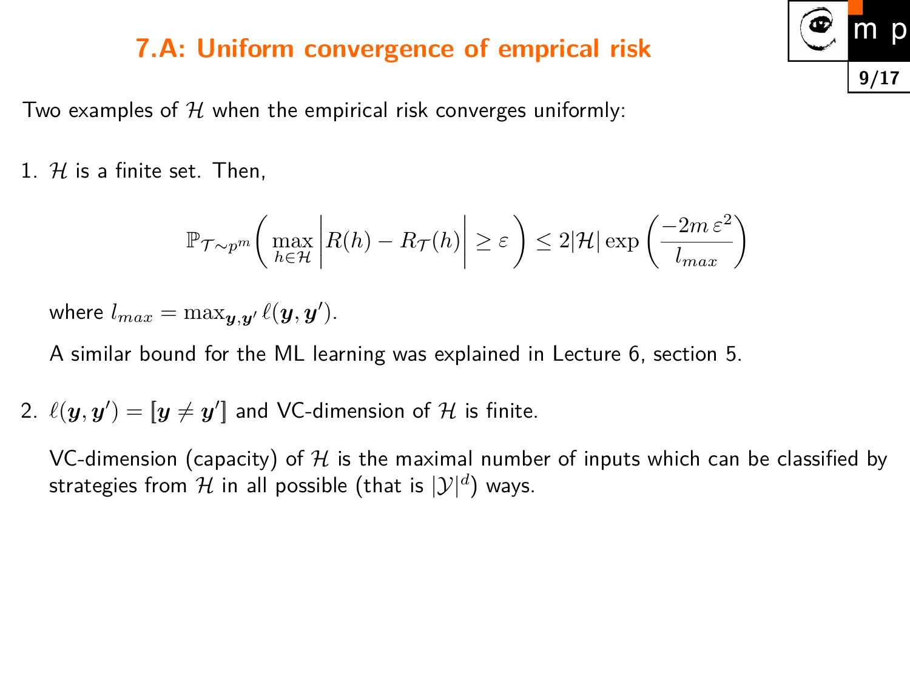## 7.A: Uniform convergence of emprical risk

Two examples of $\mathcal{H}$ when the empirical risk converges uniformly:

1. $\mathcal{H}$ is a finite set. Then,

$$\mathbb{P}_{\mathcal{T}\sim p^m}\left( \max_{h\in\mathcal{H}} \left| R(h) - R_{\mathcal{T}}(h) \right| \geq \varepsilon \right) \leq 2|\mathcal{H}| \exp\left( \frac{-2m\,\varepsilon^2}{l_{max}} \right)$$

   where $l_{max} = \max_{\boldsymbol{y},\boldsymbol{y}'} \ell(\boldsymbol{y}, \boldsymbol{y}')$.

   A similar bound for the ML learning was explained in Lecture 6, section 5.

2. $\ell(\boldsymbol{y}, \boldsymbol{y}') = [\![\boldsymbol{y} \neq \boldsymbol{y}']\!]$ and VC-dimension of $\mathcal{H}$ is finite.

   VC-dimension (capacity) of $\mathcal{H}$ is the maximal number of inputs which can be classified by strategies from $\mathcal{H}$ in all possible (that is $|\mathcal{Y}|^d$) ways.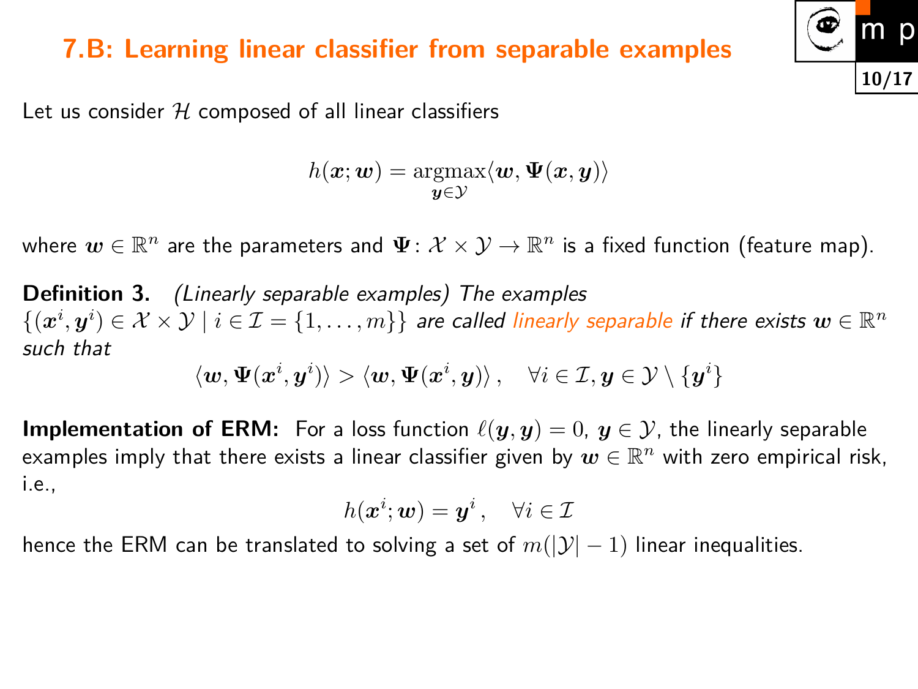# 7.B: Learning linear classifier from separable examples

Let us consider $\mathcal{H}$ composed of all linear classifiers

$$h(\boldsymbol{x};\boldsymbol{w}) = \operatorname*{argmax}_{\boldsymbol{y}\in\mathcal{Y}} \langle \boldsymbol{w}, \boldsymbol{\Psi}(\boldsymbol{x},\boldsymbol{y})\rangle$$

where $\boldsymbol{w} \in \mathbb{R}^n$ are the parameters and $\boldsymbol{\Psi}\colon \mathcal{X}\times\mathcal{Y} \to \mathbb{R}^n$ is a fixed function (feature map).

**Definition 3.** *(Linearly separable examples) The examples $\{(\boldsymbol{x}^i,\boldsymbol{y}^i) \in \mathcal{X}\times\mathcal{Y} \mid i \in \mathcal{I} = \{1,\ldots,m\}\}$ are called linearly separable if there exists $\boldsymbol{w} \in \mathbb{R}^n$ such that*

$$\langle \boldsymbol{w}, \boldsymbol{\Psi}(\boldsymbol{x}^i,\boldsymbol{y}^i)\rangle > \langle \boldsymbol{w}, \boldsymbol{\Psi}(\boldsymbol{x}^i,\boldsymbol{y})\rangle\,, \quad \forall i \in \mathcal{I}, \boldsymbol{y} \in \mathcal{Y}\setminus\{\boldsymbol{y}^i\}$$

**Implementation of ERM:** For a loss function $\ell(\boldsymbol{y},\boldsymbol{y}) = 0$, $\boldsymbol{y}\in\mathcal{Y}$, the linearly separable examples imply that there exists a linear classifier given by $\boldsymbol{w}\in\mathbb{R}^n$ with zero empirical risk, i.e.,

$$h(\boldsymbol{x}^i;\boldsymbol{w}) = \boldsymbol{y}^i\,, \quad \forall i \in \mathcal{I}$$

hence the ERM can be translated to solving a set of $m(|\mathcal{Y}|-1)$ linear inequalities.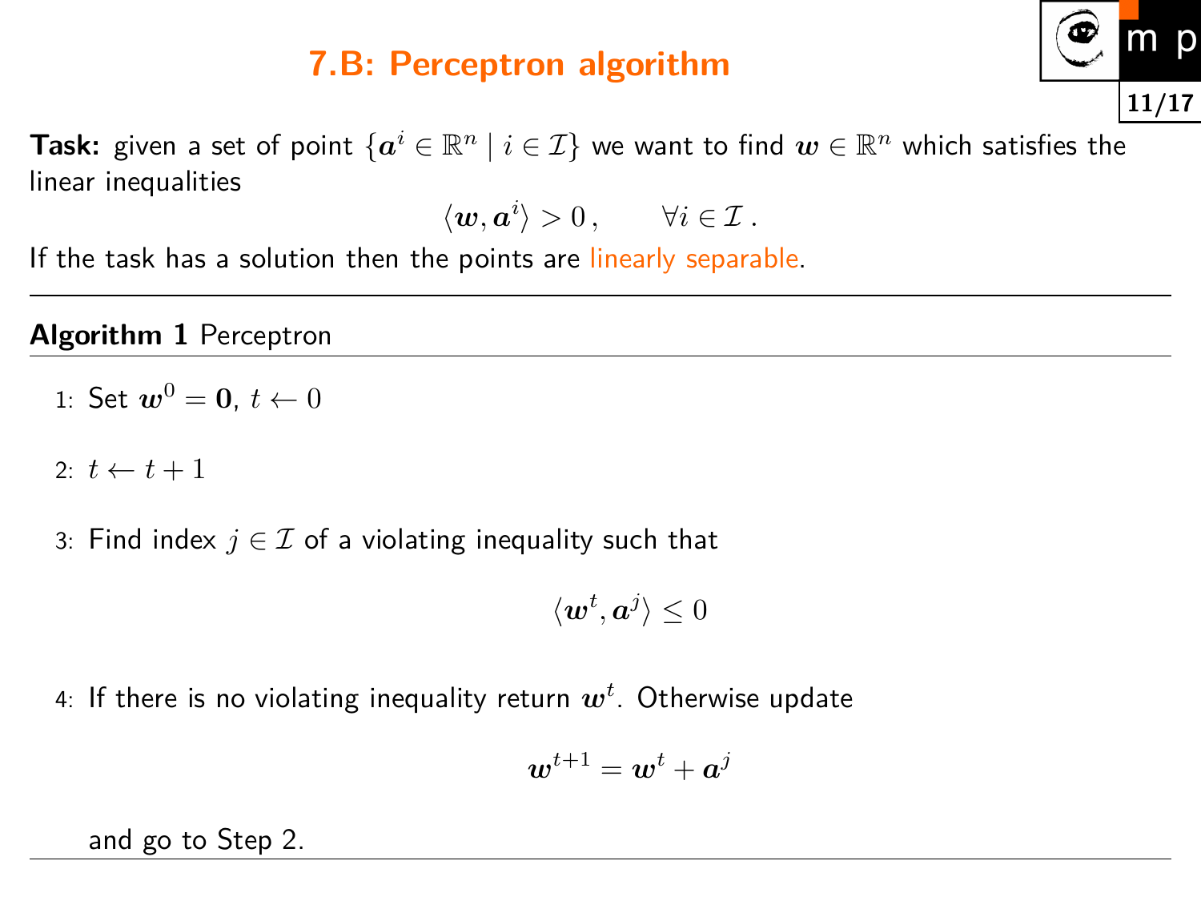# 7.B: Perceptron algorithm

**Task:** given a set of point $\{\boldsymbol{a}^i \in \mathbb{R}^n \mid i \in \mathcal{I}\}$ we want to find $\boldsymbol{w} \in \mathbb{R}^n$ which satisfies the linear inequalities

$$\langle \boldsymbol{w}, \boldsymbol{a}^i \rangle > 0\,, \qquad \forall i \in \mathcal{I}\,.$$

If the task has a solution then the points are linearly separable.

---

**Algorithm 1** Perceptron

1: Set $\boldsymbol{w}^0 = \boldsymbol{0}$, $t \leftarrow 0$

2: $t \leftarrow t + 1$

3: Find index $j \in \mathcal{I}$ of a violating inequality such that

$$\langle \boldsymbol{w}^t, \boldsymbol{a}^j \rangle \leq 0$$

4: If there is no violating inequality return $\boldsymbol{w}^t$. Otherwise update

$$\boldsymbol{w}^{t+1} = \boldsymbol{w}^t + \boldsymbol{a}^j$$

and go to Step 2.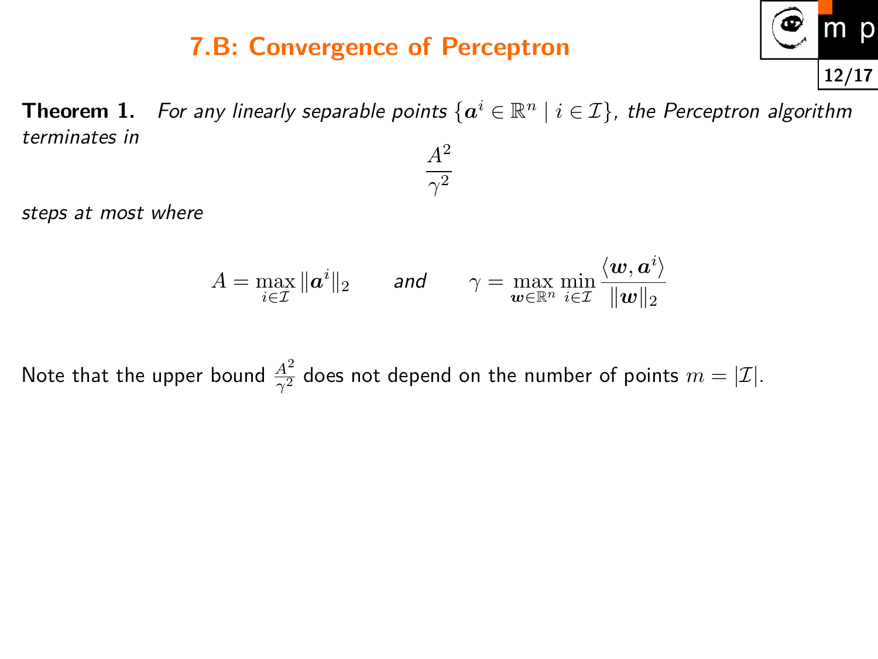# 7.B: Convergence of Perceptron

**Theorem 1.** *For any linearly separable points $\{\boldsymbol{a}^i \in \mathbb{R}^n \mid i \in \mathcal{I}\}$, the Perceptron algorithm terminates in*

$$\frac{A^2}{\gamma^2}$$

*steps at most where*

$$A = \max_{i \in \mathcal{I}} \|\boldsymbol{a}^i\|_2 \qquad \textit{and} \qquad \gamma = \max_{\boldsymbol{w} \in \mathbb{R}^n} \min_{i \in \mathcal{I}} \frac{\langle \boldsymbol{w}, \boldsymbol{a}^i \rangle}{\|\boldsymbol{w}\|_2}$$

Note that the upper bound $\frac{A^2}{\gamma^2}$ does not depend on the number of points $m = |\mathcal{I}|$.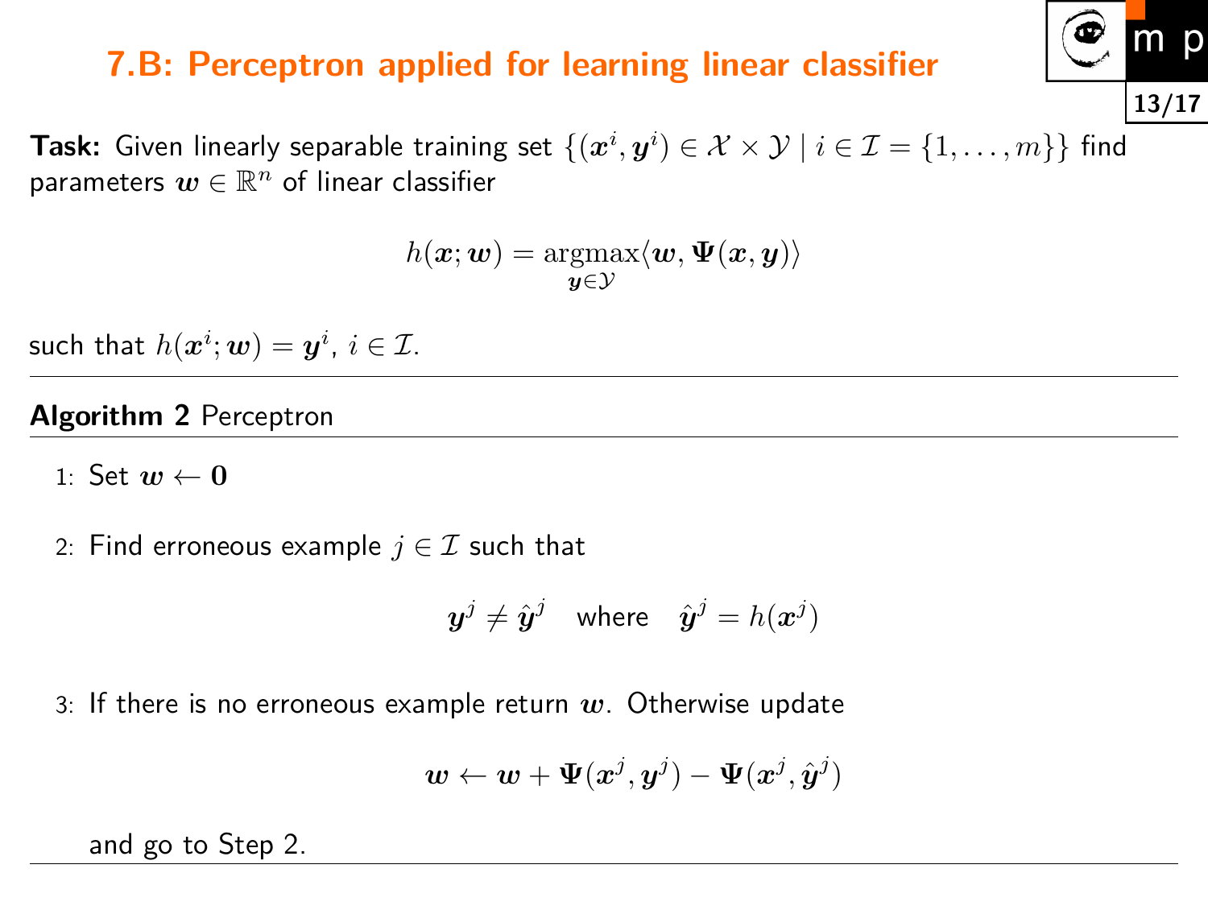# 7.B: Perceptron applied for learning linear classifier

**Task:** Given linearly separable training set $\{(\boldsymbol{x}^i, \boldsymbol{y}^i) \in \mathcal{X} \times \mathcal{Y} \mid i \in \mathcal{I} = \{1, \ldots, m\}\}$ find parameters $\boldsymbol{w} \in \mathbb{R}^n$ of linear classifier

$$h(\boldsymbol{x}; \boldsymbol{w}) = \operatorname*{argmax}_{\boldsymbol{y} \in \mathcal{Y}} \langle \boldsymbol{w}, \boldsymbol{\Psi}(\boldsymbol{x}, \boldsymbol{y}) \rangle$$

such that $h(\boldsymbol{x}^i; \boldsymbol{w}) = \boldsymbol{y}^i$, $i \in \mathcal{I}$.

---

**Algorithm 2** Perceptron

---

1: Set $\boldsymbol{w} \leftarrow \boldsymbol{0}$

2: Find erroneous example $j \in \mathcal{I}$ such that

$$\boldsymbol{y}^j \neq \hat{\boldsymbol{y}}^j \quad \text{where} \quad \hat{\boldsymbol{y}}^j = h(\boldsymbol{x}^j)$$

3: If there is no erroneous example return $\boldsymbol{w}$. Otherwise update

$$\boldsymbol{w} \leftarrow \boldsymbol{w} + \boldsymbol{\Psi}(\boldsymbol{x}^j, \boldsymbol{y}^j) - \boldsymbol{\Psi}(\boldsymbol{x}^j, \hat{\boldsymbol{y}}^j)$$

and go to Step 2.

---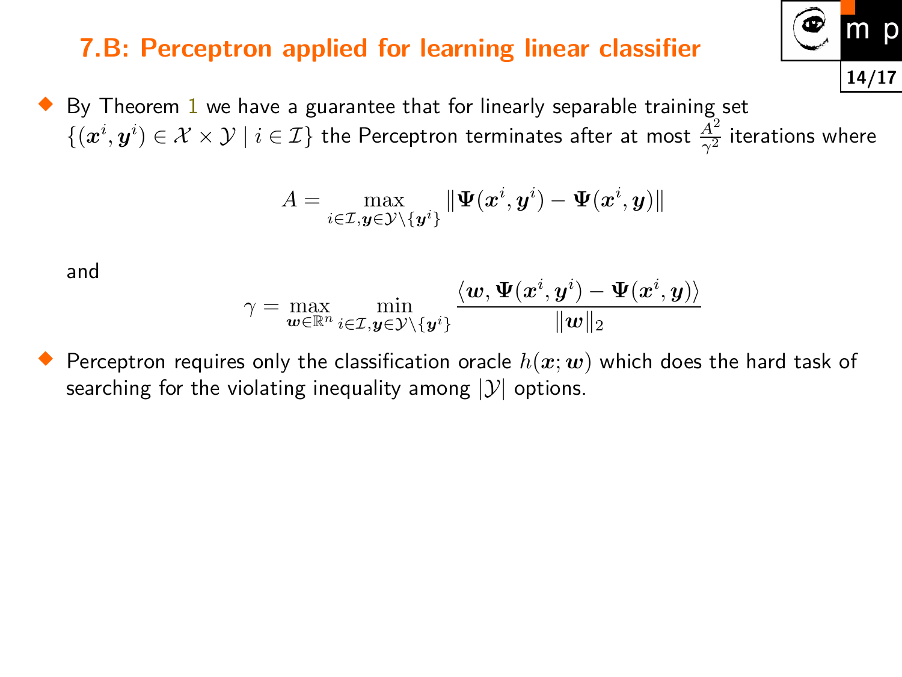## 7.B: Perceptron applied for learning linear classifier

- By Theorem 1 we have a guarantee that for linearly separable training set $\{(\boldsymbol{x}^i, \boldsymbol{y}^i) \in \mathcal{X} \times \mathcal{Y} \mid i \in \mathcal{I}\}$ the Perceptron terminates after at most $\frac{A^2}{\gamma^2}$ iterations where

$$A = \max_{i \in \mathcal{I}, \boldsymbol{y} \in \mathcal{Y} \setminus \{\boldsymbol{y}^i\}} \|\boldsymbol{\Psi}(\boldsymbol{x}^i, \boldsymbol{y}^i) - \boldsymbol{\Psi}(\boldsymbol{x}^i, \boldsymbol{y})\|$$

and

$$\gamma = \max_{\boldsymbol{w} \in \mathbb{R}^n} \min_{i \in \mathcal{I}, \boldsymbol{y} \in \mathcal{Y} \setminus \{\boldsymbol{y}^i\}} \frac{\langle \boldsymbol{w}, \boldsymbol{\Psi}(\boldsymbol{x}^i, \boldsymbol{y}^i) - \boldsymbol{\Psi}(\boldsymbol{x}^i, \boldsymbol{y}) \rangle}{\|\boldsymbol{w}\|_2}$$

- Perceptron requires only the classification oracle $h(\boldsymbol{x}; \boldsymbol{w})$ which does the hard task of searching for the violating inequality among $|\mathcal{Y}|$ options.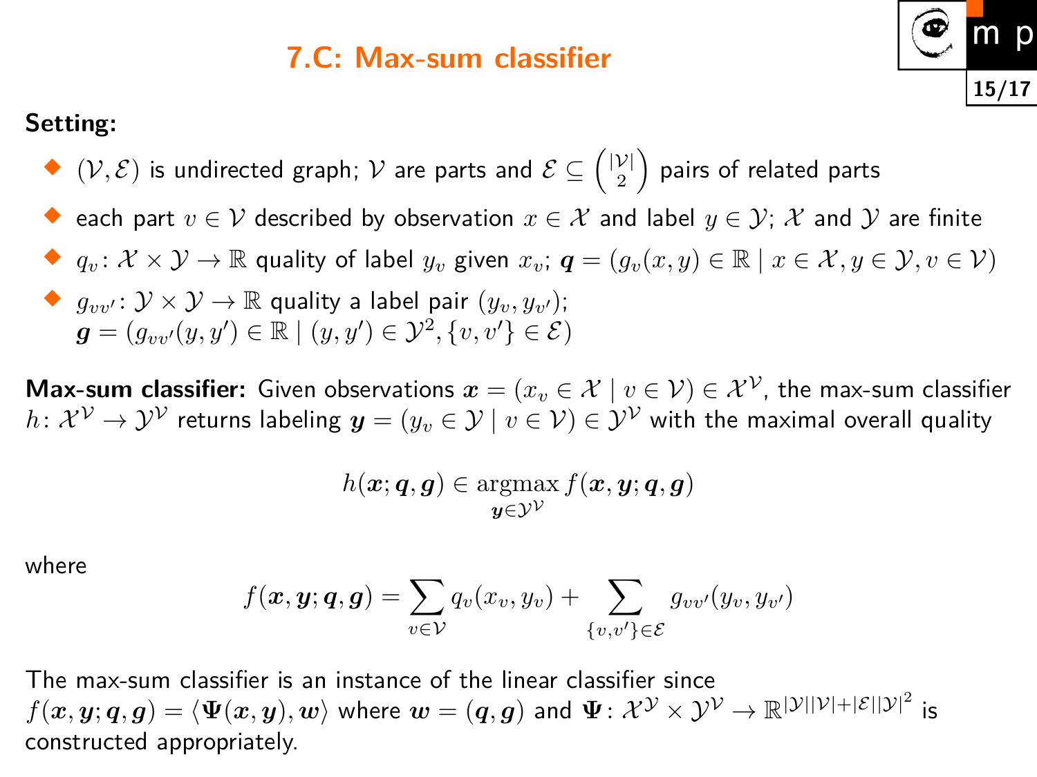# 7.C: Max-sum classifier

**Setting:**

- $(\mathcal{V}, \mathcal{E})$ is undirected graph; $\mathcal{V}$ are parts and $\mathcal{E} \subseteq \binom{|\mathcal{V}|}{2}$ pairs of related parts
- each part $v \in \mathcal{V}$ described by observation $x \in \mathcal{X}$ and label $y \in \mathcal{Y}$; $\mathcal{X}$ and $\mathcal{Y}$ are finite
- $q_v \colon \mathcal{X} \times \mathcal{Y} \to \mathbb{R}$ quality of label $y_v$ given $x_v$; $\boldsymbol{q} = (g_v(x, y) \in \mathbb{R} \mid x \in \mathcal{X}, y \in \mathcal{Y}, v \in \mathcal{V})$
- $g_{vv'} \colon \mathcal{Y} \times \mathcal{Y} \to \mathbb{R}$ quality a label pair $(y_v, y_{v'})$;
  $\boldsymbol{g} = (g_{vv'}(y, y') \in \mathbb{R} \mid (y, y') \in \mathcal{Y}^2, \{v, v'\} \in \mathcal{E})$

**Max-sum classifier:** Given observations $\boldsymbol{x} = (x_v \in \mathcal{X} \mid v \in \mathcal{V}) \in \mathcal{X}^{\mathcal{V}}$, the max-sum classifier $h \colon \mathcal{X}^{\mathcal{V}} \to \mathcal{Y}^{\mathcal{V}}$ returns labeling $\boldsymbol{y} = (y_v \in \mathcal{Y} \mid v \in \mathcal{V}) \in \mathcal{Y}^{\mathcal{V}}$ with the maximal overall quality

$$h(\boldsymbol{x}; \boldsymbol{q}, \boldsymbol{g}) \in \operatorname*{argmax}_{\boldsymbol{y} \in \mathcal{Y}^{\mathcal{V}}} f(\boldsymbol{x}, \boldsymbol{y}; \boldsymbol{q}, \boldsymbol{g})$$

where

$$f(\boldsymbol{x}, \boldsymbol{y}; \boldsymbol{q}, \boldsymbol{g}) = \sum_{v \in \mathcal{V}} q_v(x_v, y_v) + \sum_{\{v, v'\} \in \mathcal{E}} g_{vv'}(y_v, y_{v'})$$

The max-sum classifier is an instance of the linear classifier since $f(\boldsymbol{x}, \boldsymbol{y}; \boldsymbol{q}, \boldsymbol{g}) = \langle \boldsymbol{\Psi}(\boldsymbol{x}, \boldsymbol{y}), \boldsymbol{w} \rangle$ where $\boldsymbol{w} = (\boldsymbol{q}, \boldsymbol{g})$ and $\boldsymbol{\Psi} \colon \mathcal{X}^{\mathcal{Y}} \times \mathcal{Y}^{\mathcal{V}} \to \mathbb{R}^{|\mathcal{Y}||\mathcal{V}| + |\mathcal{E}||\mathcal{Y}|^2}$ is constructed appropriately.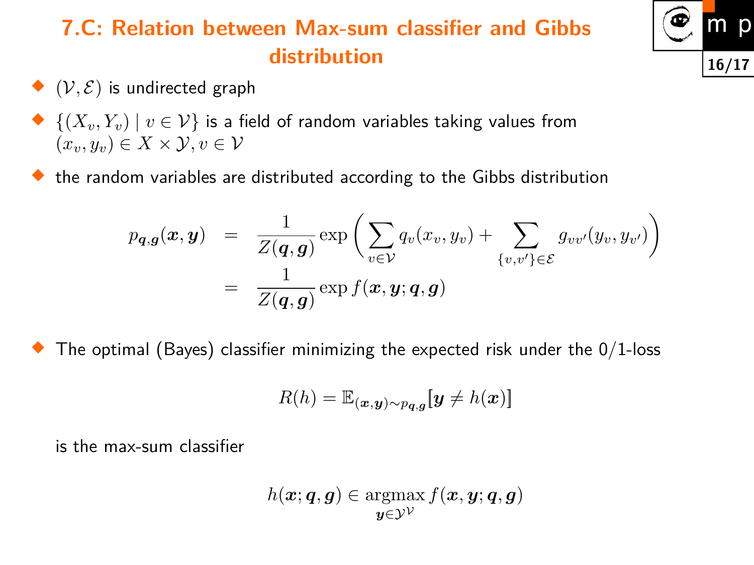# 7.C: Relation between Max-sum classifier and Gibbs distribution

- $(\mathcal{V}, \mathcal{E})$ is undirected graph
- $\{(X_v, Y_v) \mid v \in \mathcal{V}\}$ is a field of random variables taking values from $(x_v, y_v) \in X \times \mathcal{Y}, v \in \mathcal{V}$
- the random variables are distributed according to the Gibbs distribution

$$
\begin{aligned}
p_{\boldsymbol{q},\boldsymbol{g}}(\boldsymbol{x},\boldsymbol{y}) &= \frac{1}{Z(\boldsymbol{q},\boldsymbol{g})} \exp\left( \sum_{v \in \mathcal{V}} q_v(x_v, y_v) + \sum_{\{v,v'\} \in \mathcal{E}} g_{vv'}(y_v, y_{v'}) \right) \\
&= \frac{1}{Z(\boldsymbol{q},\boldsymbol{g})} \exp f(\boldsymbol{x},\boldsymbol{y};\boldsymbol{q},\boldsymbol{g})
\end{aligned}
$$

- The optimal (Bayes) classifier minimizing the expected risk under the 0/1-loss

$$
R(h) = \mathbb{E}_{(\boldsymbol{x},\boldsymbol{y}) \sim p_{\boldsymbol{q},\boldsymbol{g}}} [\![ \boldsymbol{y} \neq h(\boldsymbol{x}) ]\!]
$$

is the max-sum classifier

$$
h(\boldsymbol{x};\boldsymbol{q},\boldsymbol{g}) \in \operatorname*{argmax}_{\boldsymbol{y} \in \mathcal{Y}^{\mathcal{V}}} f(\boldsymbol{x},\boldsymbol{y};\boldsymbol{q},\boldsymbol{g})
$$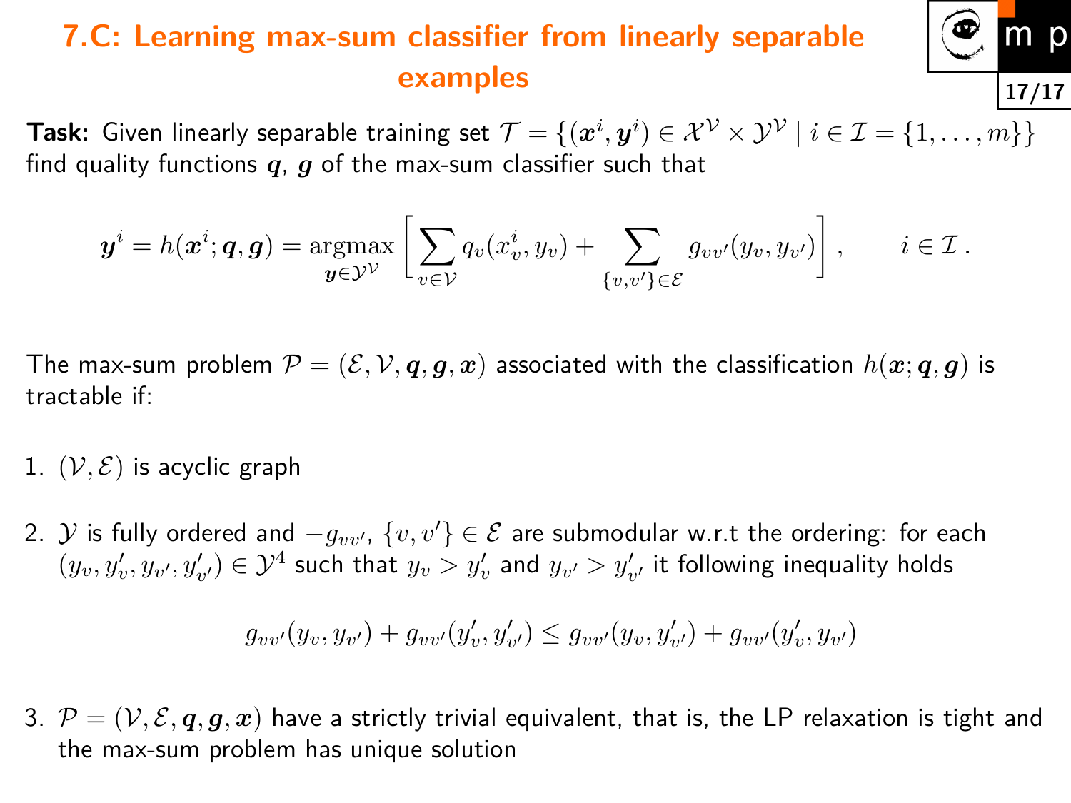# 7.C: Learning max-sum classifier from linearly separable examples

**Task:** Given linearly separable training set $\mathcal{T} = \{(\boldsymbol{x}^i, \boldsymbol{y}^i) \in \mathcal{X}^{\mathcal{V}} \times \mathcal{Y}^{\mathcal{V}} \mid i \in \mathcal{I} = \{1, \ldots, m\}\}$ find quality functions $\boldsymbol{q}$, $\boldsymbol{g}$ of the max-sum classifier such that

$$
\boldsymbol{y}^i = h(\boldsymbol{x}^i; \boldsymbol{q}, \boldsymbol{g}) = \operatorname*{argmax}_{\boldsymbol{y} \in \mathcal{Y}^{\mathcal{V}}} \left[ \sum_{v \in \mathcal{V}} q_v(x^i_v, y_v) + \sum_{\{v,v'\} \in \mathcal{E}} g_{vv'}(y_v, y_{v'}) \right], \qquad i \in \mathcal{I}\,.
$$

The max-sum problem $\mathcal{P} = (\mathcal{E}, \mathcal{V}, \boldsymbol{q}, \boldsymbol{g}, \boldsymbol{x})$ associated with the classification $h(\boldsymbol{x}; \boldsymbol{q}, \boldsymbol{g})$ is tractable if:

1. $(\mathcal{V}, \mathcal{E})$ is acyclic graph

2. $\mathcal{Y}$ is fully ordered and $-g_{vv'}$, $\{v, v'\} \in \mathcal{E}$ are submodular w.r.t the ordering: for each $(y_v, y'_v, y_{v'}, y'_{v'}) \in \mathcal{Y}^4$ such that $y_v > y'_v$ and $y_{v'} > y'_{v'}$ it following inequality holds

$$
g_{vv'}(y_v, y_{v'}) + g_{vv'}(y'_v, y'_{v'}) \leq g_{vv'}(y_v, y'_{v'}) + g_{vv'}(y'_v, y_{v'})
$$

3. $\mathcal{P} = (\mathcal{V}, \mathcal{E}, \boldsymbol{q}, \boldsymbol{g}, \boldsymbol{x})$ have a strictly trivial equivalent, that is, the LP relaxation is tight and the max-sum problem has unique solution